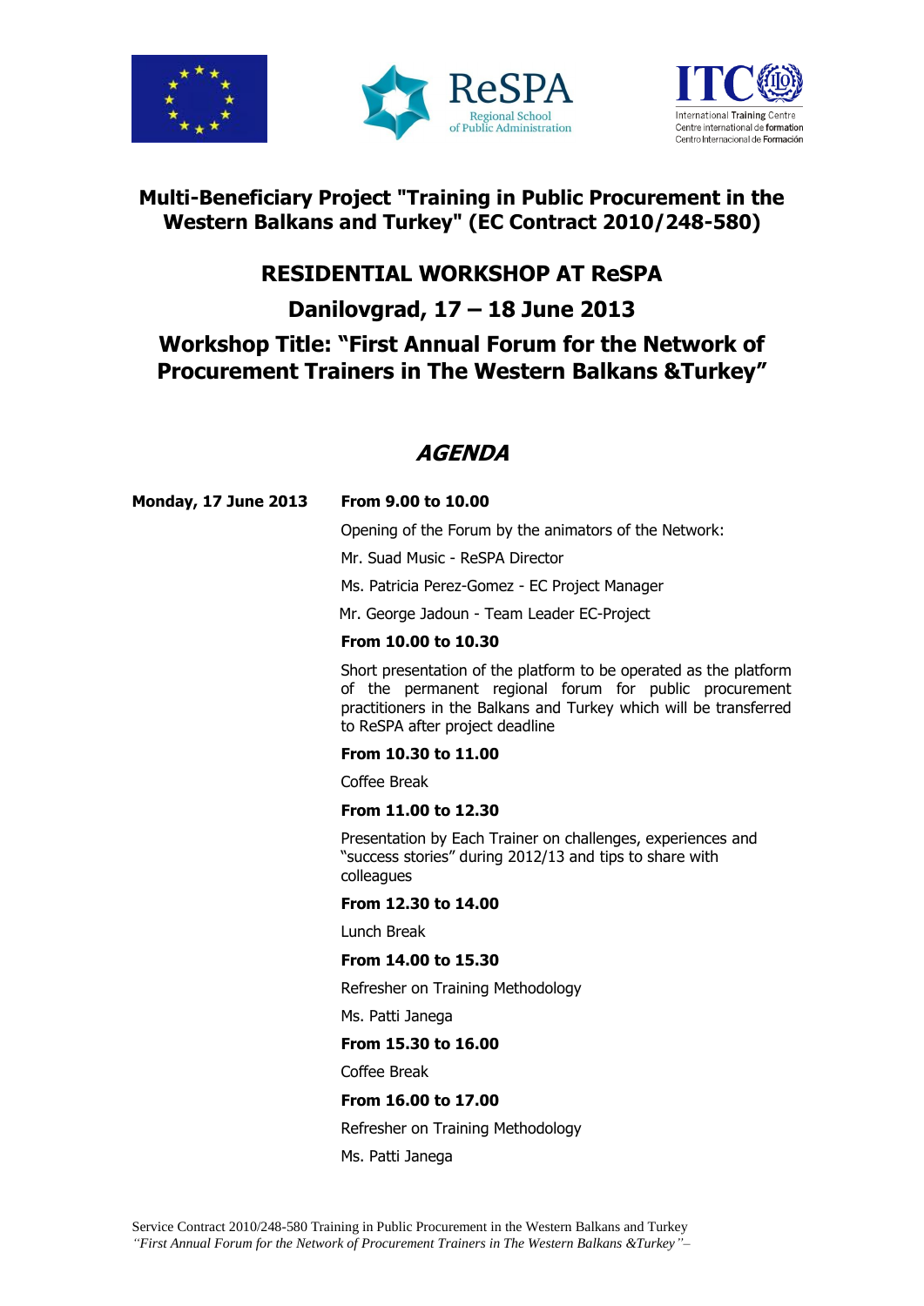**Multi-Beneficiary Project "Training in Public Procurement in the Western Balkans and Turkey" (EC Contract 2010/248-580)**

# RESIDENTIAL WORKSHOP AT ReSPA

## Danilovgrad, 17 – 18 June 2013

## Workshop Title: "First Annual Forum for the Network of Procurement Trainers in The Western Balkans &Turkey"

### *AGENDA*

**Monday, 17 June 2013**

**From 9.00 to 10.00**

Opening of the Forum by the animators of the Network:

Mr. Suad Music - ReSPA Director

Ms. Patricia Perez-Gomez - EC Project Manager

Mr. George Jadoun - Team Leader EC-Project

**From 10.00 to 10.30**

Short presentation of the platform to be operated as the platform of the permanent regional forum for public procurement practitioners in the Balkans and Turkey which will be transferred to ReSPA after project deadline

**From 10.30 to 11.00**

Coffee Break

**From 11.00 to 12.30**

Presentation by Each Trainer on challenges, experiences and "success stories" during 2012/13 and tips to share with colleagues

**From 12.30 to 14.00**

Lunch Break

**From 14.00 to 15.30**

Refresher on Training Methodology

Ms. Patti Janega

**From 15.30 to 16.00**

Coffee Break

**From 16.00 to 17.00**

Refresher on Training Methodology

Ms. Patti Janega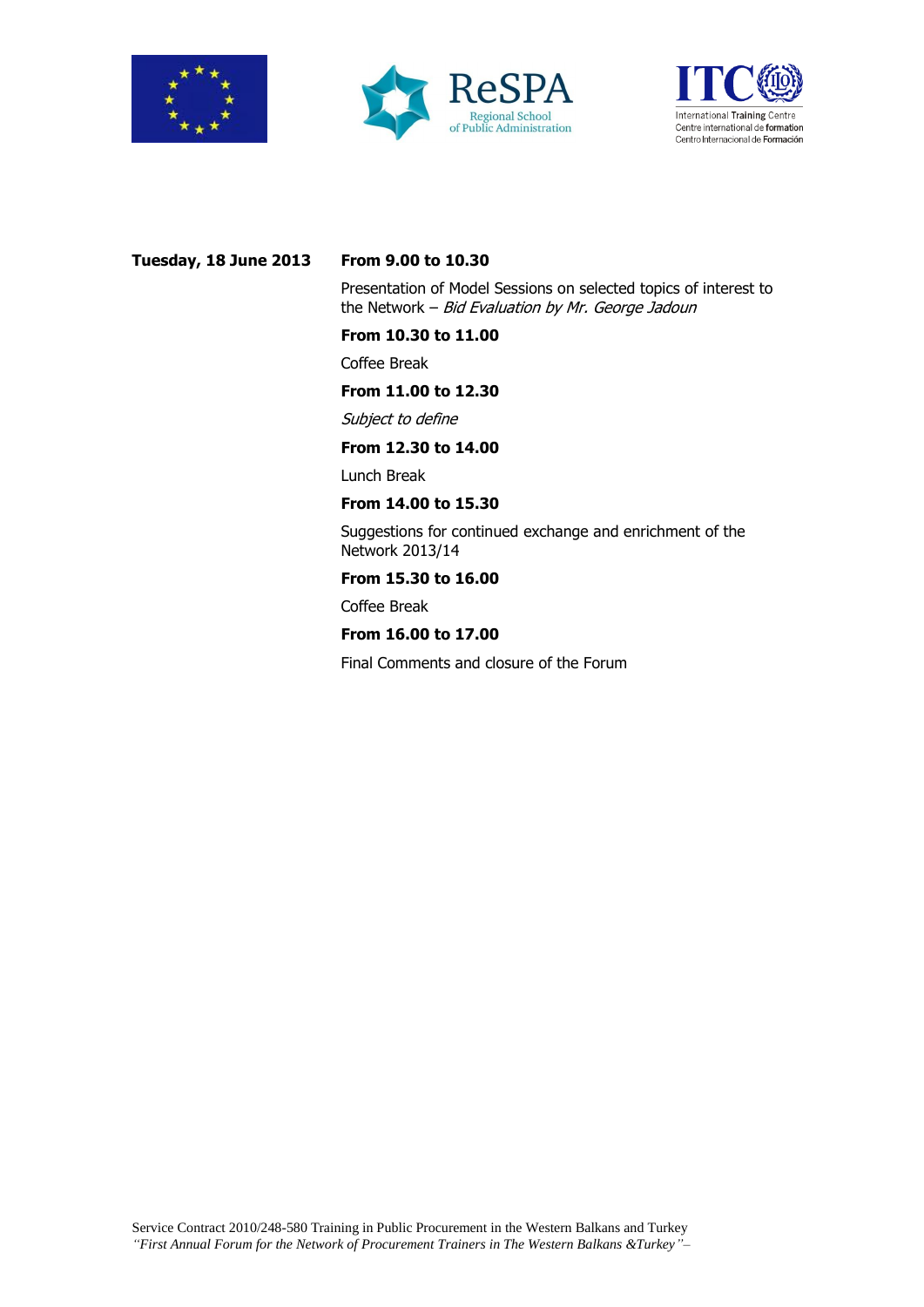**Tuesday, 18 June 2013**

**From 9.00 to 10.30**

Presentation of Model Sessions on selected topics of interest to the Network – *Bid Evaluation by Mr. George Jadoun*

**From 10.30 to 11.00**

Coffee Break

**From 11.00 to 12.30**

*Subject to define*

**From 12.30 to 14.00**

Lunch Break

**From 14.00 to 15.30**

Suggestions for continued exchange and enrichment of the Network 2013/14

**From 15.30 to 16.00**

Coffee Break

**From 16.00 to 17.00**

Final Comments and closure of the Forum